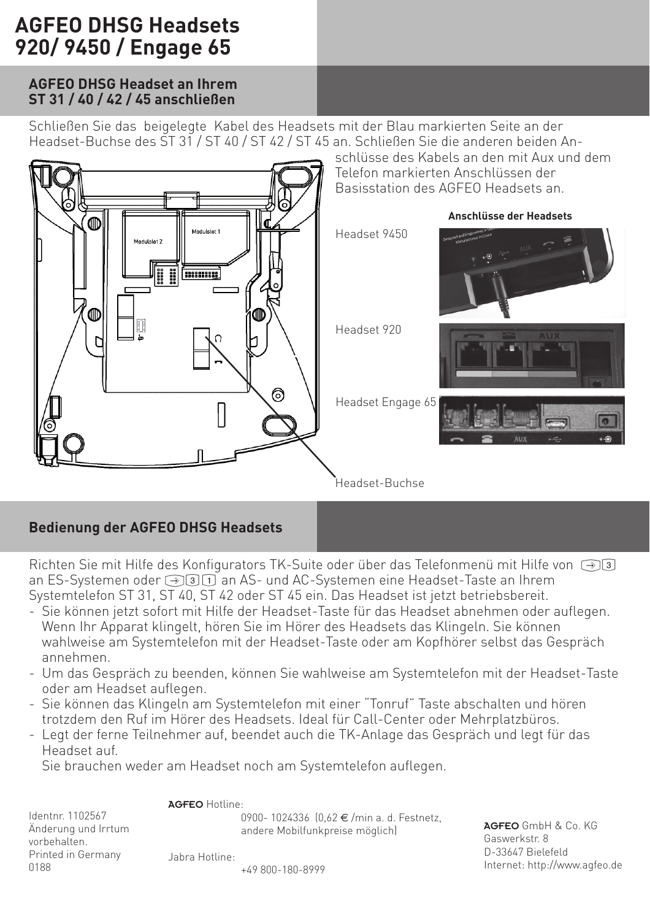# AGFEO DHSG Headsets 920/ 9450 / Engage 65

## AGFEO DHSG Headset an Ihrem ST 31 / 40 / 42 / 45 anschließen

Schließen Sie das beigelegte Kabel des Headsets mit der Blau markierten Seite an der Headset-Buchse des ST 31 / ST 40 / ST 42 / ST 45 an. Schließen Sie die anderen beiden Anschlüsse des Kabels an den mit Aux und dem Telefon markierten Anschlüssen der Basisstation des AGFEO Headsets an.

**Anschlüsse der Headsets**

Headset 9450

Headset 920

Headset Engage 65

Headset-Buchse

## Bedienung der AGFEO DHSG Headsets

Richten Sie mit Hilfe des Konfigurators TK-Suite oder über das Telefonmenü mit Hilfe von [→][3] an ES-Systemen oder [→][3][1] an AS- und AC-Systemen eine Headset-Taste an Ihrem Systemtelefon ST 31, ST 40, ST 42 oder ST 45 ein. Das Headset ist jetzt betriebsbereit.

- Sie können jetzt sofort mit Hilfe der Headset-Taste für das Headset abnehmen oder auflegen. Wenn Ihr Apparat klingelt, hören Sie im Hörer des Headsets das Klingeln. Sie können wahlweise am Systemtelefon mit der Headset-Taste oder am Kopfhörer selbst das Gespräch annehmen.
- Um das Gespräch zu beenden, können Sie wahlweise am Systemtelefon mit der Headset-Taste oder am Headset auflegen.
- Sie können das Klingeln am Systemtelefon mit einer "Tonruf" Taste abschalten und hören trotzdem den Ruf im Hörer des Headsets. Ideal für Call-Center oder Mehrplatzbüros.
- Legt der ferne Teilnehmer auf, beendet auch die TK-Anlage das Gespräch und legt für das Headset auf.
  Sie brauchen weder am Headset noch am Systemtelefon auflegen.

Identnr. 1102567
Änderung und Irrtum vorbehalten.
Printed in Germany
0188

AGFEO Hotline:
0900- 1024336 (0,62 € /min a. d. Festnetz, andere Mobilfunkpreise möglich)

Jabra Hotline:
+49 800-180-8999

AGFEO GmbH & Co. KG
Gaswerkstr. 8
D-33647 Bielefeld
Internet: http://www.agfeo.de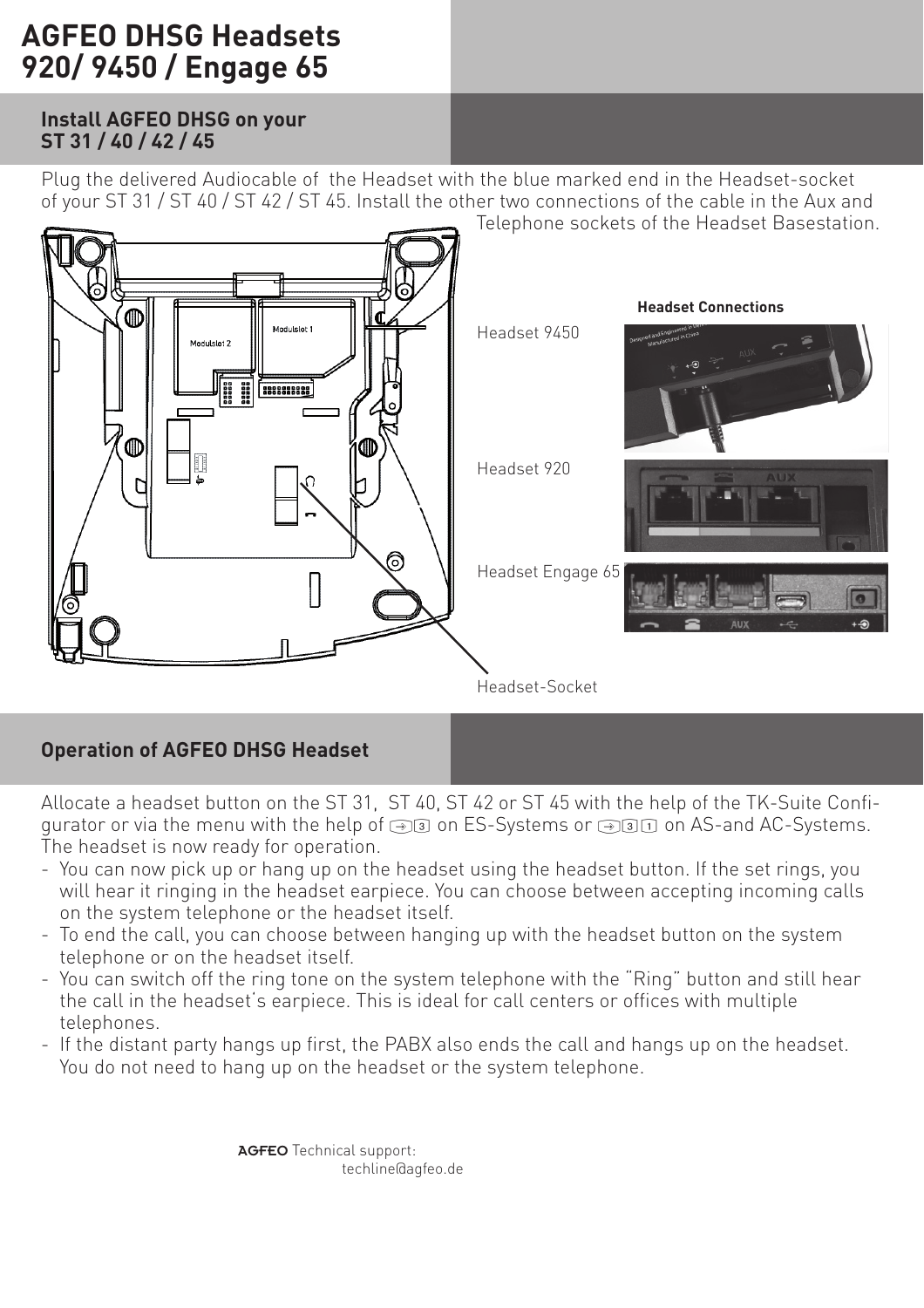# AGFEO DHSG Headsets 920/ 9450 / Engage 65

## Install AGFEO DHSG on your ST 31 / 40 / 42 / 45

Plug the delivered Audiocable of the Headset with the blue marked end in the Headset-socket of your ST 31 / ST 40 / ST 42 / ST 45. Install the other two connections of the cable in the Aux and Telephone sockets of the Headset Basestation.

Modulslot 2

Modulslot 1

**Headset Connections**

Headset 9450

Headset 920

Headset Engage 65

Headset-Socket

## Operation of AGFEO DHSG Headset

Allocate a headset button on the ST 31, ST 40, ST 42 or ST 45 with the help of the TK-Suite Configurator or via the menu with the help of ➔ 3 on ES-Systems or ➔ 3 1 on AS-and AC-Systems. The headset is now ready for operation.

- You can now pick up or hang up on the headset using the headset button. If the set rings, you will hear it ringing in the headset earpiece. You can choose between accepting incoming calls on the system telephone or the headset itself.
- To end the call, you can choose between hanging up with the headset button on the system telephone or on the headset itself.
- You can switch off the ring tone on the system telephone with the "Ring" button and still hear the call in the headset's earpiece. This is ideal for call centers or offices with multiple telephones.
- If the distant party hangs up first, the PABX also ends the call and hangs up on the headset. You do not need to hang up on the headset or the system telephone.

AGFEO Technical support:
techline@agfeo.de